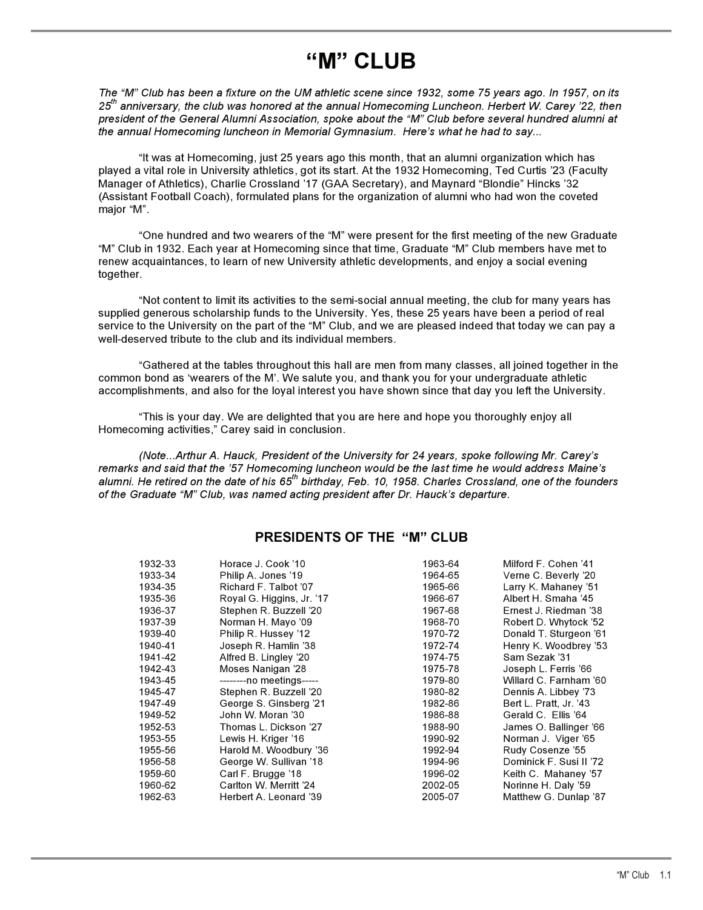# "M" CLUB

*The "M" Club has been a fixture on the UM athletic scene since 1932, some 75 years ago. In 1957, on its 25th anniversary, the club was honored at the annual Homecoming Luncheon. Herbert W. Carey '22, then president of the General Alumni Association, spoke about the "M" Club before several hundred alumni at the annual Homecoming luncheon in Memorial Gymnasium. Here's what he had to say...*

"It was at Homecoming, just 25 years ago this month, that an alumni organization which has played a vital role in University athletics, got its start. At the 1932 Homecoming, Ted Curtis '23 (Faculty Manager of Athletics), Charlie Crossland '17 (GAA Secretary), and Maynard "Blondie" Hincks '32 (Assistant Football Coach), formulated plans for the organization of alumni who had won the coveted major "M".

"One hundred and two wearers of the "M" were present for the first meeting of the new Graduate "M" Club in 1932. Each year at Homecoming since that time, Graduate "M" Club members have met to renew acquaintances, to learn of new University athletic developments, and enjoy a social evening together.

"Not content to limit its activities to the semi-social annual meeting, the club for many years has supplied generous scholarship funds to the University. Yes, these 25 years have been a period of real service to the University on the part of the "M" Club, and we are pleased indeed that today we can pay a well-deserved tribute to the club and its individual members.

"Gathered at the tables throughout this hall are men from many classes, all joined together in the common bond as 'wearers of the M'. We salute you, and thank you for your undergraduate athletic accomplishments, and also for the loyal interest you have shown since that day you left the University.

"This is your day. We are delighted that you are here and hope you thoroughly enjoy all Homecoming activities," Carey said in conclusion.

*(Note...Arthur A. Hauck, President of the University for 24 years, spoke following Mr. Carey's remarks and said that the '57 Homecoming luncheon would be the last time he would address Maine's alumni. He retired on the date of his 65th birthday, Feb. 10, 1958. Charles Crossland, one of the founders of the Graduate "M" Club, was named acting president after Dr. Hauck's departure.*

## PRESIDENTS OF THE "M" CLUB

| Years | President |
|---|---|
| 1932-33 | Horace J. Cook '10 |
| 1933-34 | Philip A. Jones '19 |
| 1934-35 | Richard F. Talbot '07 |
| 1935-36 | Royal G. Higgins, Jr. '17 |
| 1936-37 | Stephen R. Buzzell '20 |
| 1937-39 | Norman H. Mayo '09 |
| 1939-40 | Philip R. Hussey '12 |
| 1940-41 | Joseph R. Hamlin '38 |
| 1941-42 | Alfred B. Lingley '20 |
| 1942-43 | Moses Nanigan '28 |
| 1943-45 | --------no meetings----- |
| 1945-47 | Stephen R. Buzzell '20 |
| 1947-49 | George S. Ginsberg '21 |
| 1949-52 | John W. Moran '30 |
| 1952-53 | Thomas L. Dickson '27 |
| 1953-55 | Lewis H. Kriger '16 |
| 1955-56 | Harold M. Woodbury '36 |
| 1956-58 | George W. Sullivan '18 |
| 1959-60 | Carl F. Brugge '18 |
| 1960-62 | Carlton W. Merritt '24 |
| 1962-63 | Herbert A. Leonard '39 |
| 1963-64 | Milford F. Cohen '41 |
| 1964-65 | Verne C. Beverly '20 |
| 1965-66 | Larry K. Mahaney '51 |
| 1966-67 | Albert H. Smaha '45 |
| 1967-68 | Ernest J. Riedman '38 |
| 1968-70 | Robert D. Whytock '52 |
| 1970-72 | Donald T. Sturgeon '61 |
| 1972-74 | Henry K. Woodbrey '53 |
| 1974-75 | Sam Sezak '31 |
| 1975-78 | Joseph L. Ferris '66 |
| 1979-80 | Willard C. Farnham '60 |
| 1980-82 | Dennis A. Libbey '73 |
| 1982-86 | Bert L. Pratt, Jr. '43 |
| 1986-88 | Gerald C. Ellis '64 |
| 1988-90 | James O. Ballinger '66 |
| 1990-92 | Norman J. Viger '65 |
| 1992-94 | Rudy Cosenze '55 |
| 1994-96 | Dominick F. Susi II '72 |
| 1996-02 | Keith C. Mahaney '57 |
| 2002-05 | Norinne H. Daly '59 |
| 2005-07 | Matthew G. Dunlap '87 |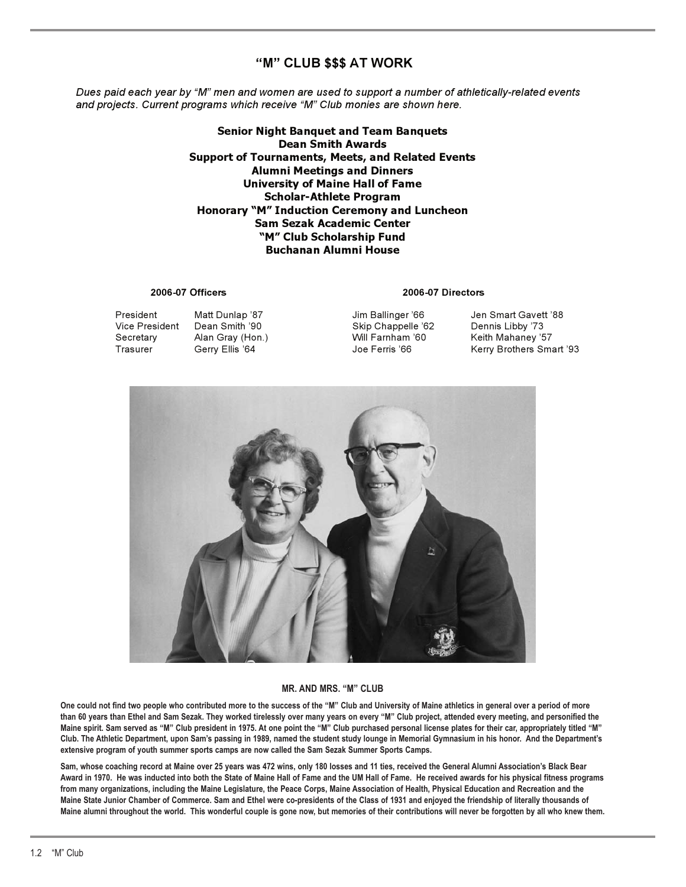# "M" CLUB $$$ AT WORK

*Dues paid each year by "M" men and women are used to support a number of athletically-related events and projects. Current programs which receive "M" Club monies are shown here.*

**Senior Night Banquet and Team Banquets**
**Dean Smith Awards**
**Support of Tournaments, Meets, and Related Events**
**Alumni Meetings and Dinners**
**University of Maine Hall of Fame**
**Scholar-Athlete Program**
**Honorary "M" Induction Ceremony and Luncheon**
**Sam Sezak Academic Center**
**"M" Club Scholarship Fund**
**Buchanan Alumni House**

**2006-07 Officers**

| | |
|---|---|
| President | Matt Dunlap '87 |
| Vice President | Dean Smith '90 |
| Secretary | Alan Gray (Hon.) |
| Trasurer | Gerry Ellis '64 |

**2006-07 Directors**

| | |
|---|---|
| Jim Ballinger '66 | Jen Smart Gavett '88 |
| Skip Chappelle '62 | Dennis Libby '73 |
| Will Farnham '60 | Keith Mahaney '57 |
| Joe Ferris '66 | Kerry Brothers Smart '93 |

**MR. AND MRS. "M" CLUB**

**One could not find two people who contributed more to the success of the "M" Club and University of Maine athletics in general over a period of more than 60 years than Ethel and Sam Sezak. They worked tirelessly over many years on every "M" Club project, attended every meeting, and personified the Maine spirit. Sam served as "M" Club president in 1975. At one point the "M" Club purchased personal license plates for their car, appropriately titled "M" Club. The Athletic Department, upon Sam's passing in 1989, named the student study lounge in Memorial Gymnasium in his honor. And the Department's extensive program of youth summer sports camps are now called the Sam Sezak Summer Sports Camps.**

**Sam, whose coaching record at Maine over 25 years was 472 wins, only 180 losses and 11 ties, received the General Alumni Association's Black Bear Award in 1970. He was inducted into both the State of Maine Hall of Fame and the UM Hall of Fame. He received awards for his physical fitness programs from many organizations, including the Maine Legislature, the Peace Corps, Maine Association of Health, Physical Education and Recreation and the Maine State Junior Chamber of Commerce. Sam and Ethel were co-presidents of the Class of 1931 and enjoyed the friendship of literally thousands of Maine alumni throughout the world. This wonderful couple is gone now, but memories of their contributions will never be forgotten by all who knew them.**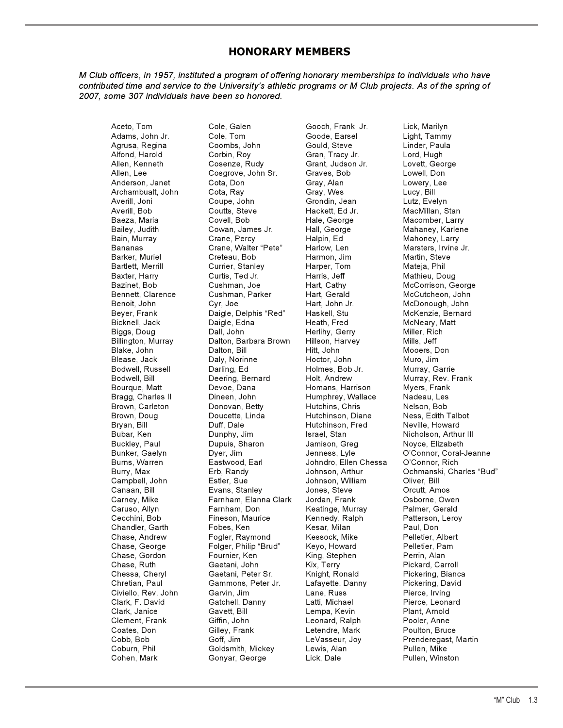## HONORARY MEMBERS

*M Club officers, in 1957, instituted a program of offering honorary memberships to individuals who have contributed time and service to the University's athletic programs or M Club projects. As of the spring of 2007, some 307 individuals have been so honored.*

Aceto, Tom
Adams, John Jr.
Agrusa, Regina
Alfond, Harold
Allen, Kenneth
Allen, Lee
Anderson, Janet
Archambualt, John
Averill, Joni
Averill, Bob
Baeza, Maria
Bailey, Judith
Bain, Murray
Bananas
Barker, Muriel
Bartlett, Merrill
Baxter, Harry
Bazinet, Bob
Bennett, Clarence
Benoit, John
Beyer, Frank
Bicknell, Jack
Biggs, Doug
Billington, Murray
Blake, John
Blease, Jack
Bodwell, Russell
Bodwell, Bill
Bourque, Matt
Bragg, Charles II
Brown, Carleton
Brown, Doug
Bryan, Bill
Bubar, Ken
Buckley, Paul
Bunker, Gaelyn
Burns, Warren
Burry, Max
Campbell, John
Canaan, Bill
Carney, Mike
Caruso, Allyn
Cecchini, Bob
Chandler, Garth
Chase, Andrew
Chase, George
Chase, Gordon
Chase, Ruth
Chessa, Cheryl
Chretian, Paul
Civiello, Rev. John
Clark, F. David
Clark, Janice
Clement, Frank
Coates, Don
Cobb, Bob
Coburn, Phil
Cohen, Mark
Cole, Galen
Cole, Tom
Coombs, John
Corbin, Roy
Cosenze, Rudy
Cosgrove, John Sr.
Cota, Don
Cota, Ray
Coupe, John
Coutts, Steve
Covell, Bob
Cowan, James Jr.
Crane, Percy
Crane, Walter "Pete"
Creteau, Bob
Currier, Stanley
Curtis, Ted Jr.
Cushman, Joe
Cushman, Parker
Cyr, Joe
Daigle, Delphis "Red"
Daigle, Edna
Dall, John
Dalton, Barbara Brown
Dalton, Bill
Daly, Norinne
Darling, Ed
Deering, Bernard
Devoe, Dana
Dineen, John
Donovan, Betty
Doucette, Linda
Duff, Dale
Dunphy, Jim
Dupuis, Sharon
Dyer, Jim
Eastwood, Earl
Erb, Randy
Estler, Sue
Evans, Stanley
Farnham, Elanna Clark
Farnham, Don
Fineson, Maurice
Fobes, Ken
Fogler, Raymond
Folger, Philip "Brud"
Fournier, Ken
Gaetani, John
Gaetani, Peter Sr.
Gammons, Peter Jr.
Garvin, Jim
Gatchell, Danny
Gavett, Bill
Giffin, John
Gilley, Frank
Goff, Jim
Goldsmith, Mickey
Gonyar, George
Gooch, Frank Jr.
Goode, Earsel
Gould, Steve
Gran, Tracy Jr.
Grant, Judson Jr.
Graves, Bob
Gray, Alan
Gray, Wes
Grondin, Jean
Hackett, Ed Jr.
Hale, George
Hall, George
Halpin, Ed
Harlow, Len
Harmon, Jim
Harper, Tom
Harris, Jeff
Hart, Cathy
Hart, Gerald
Hart, John Jr.
Haskell, Stu
Heath, Fred
Herlihy, Gerry
Hillson, Harvey
Hitt, John
Hoctor, John
Holmes, Bob Jr.
Holt, Andrew
Homans, Harrison
Humphrey, Wallace
Hutchins, Chris
Hutchinson, Diane
Hutchinson, Fred
Israel, Stan
Jamison, Greg
Jenness, Lyle
Johndro, Ellen Chessa
Johnson, Arthur
Johnson, William
Jones, Steve
Jordan, Frank
Keatinge, Murray
Kennedy, Ralph
Kesar, Milan
Kessock, Mike
Keyo, Howard
King, Stephen
Kix, Terry
Knight, Ronald
Lafayette, Danny
Lane, Russ
Latti, Michael
Lempa, Kevin
Leonard, Ralph
Letendre, Mark
LeVasseur, Joy
Lewis, Alan
Lick, Dale
Lick, Marilyn
Light, Tammy
Linder, Paula
Lord, Hugh
Lovett, George
Lowell, Don
Lowery, Lee
Lucy, Bill
Lutz, Evelyn
MacMillan, Stan
Macomber, Larry
Mahaney, Karlene
Mahoney, Larry
Marsters, Irvine Jr.
Martin, Steve
Mateja, Phil
Mathieu, Doug
McCorrison, George
McCutcheon, John
McDonough, John
McKenzie, Bernard
McNeary, Matt
Miller, Rich
Mills, Jeff
Mooers, Don
Muro, Jim
Murray, Garrie
Murray, Rev. Frank
Myers, Frank
Nadeau, Les
Nelson, Bob
Ness, Edith Talbot
Neville, Howard
Nicholson, Arthur III
Noyce, Elizabeth
O'Connor, Coral-Jeanne
O'Connor, Rich
Ochmanski, Charles "Bud"
Oliver, Bill
Orcutt, Amos
Osborne, Owen
Palmer, Gerald
Patterson, Leroy
Paul, Don
Pelletier, Albert
Pelletier, Pam
Perrin, Alan
Pickard, Carroll
Pickering, Bianca
Pickering, David
Pierce, Irving
Pierce, Leonard
Plant, Arnold
Pooler, Anne
Poulton, Bruce
Prenderegast, Martin
Pullen, Mike
Pullen, Winston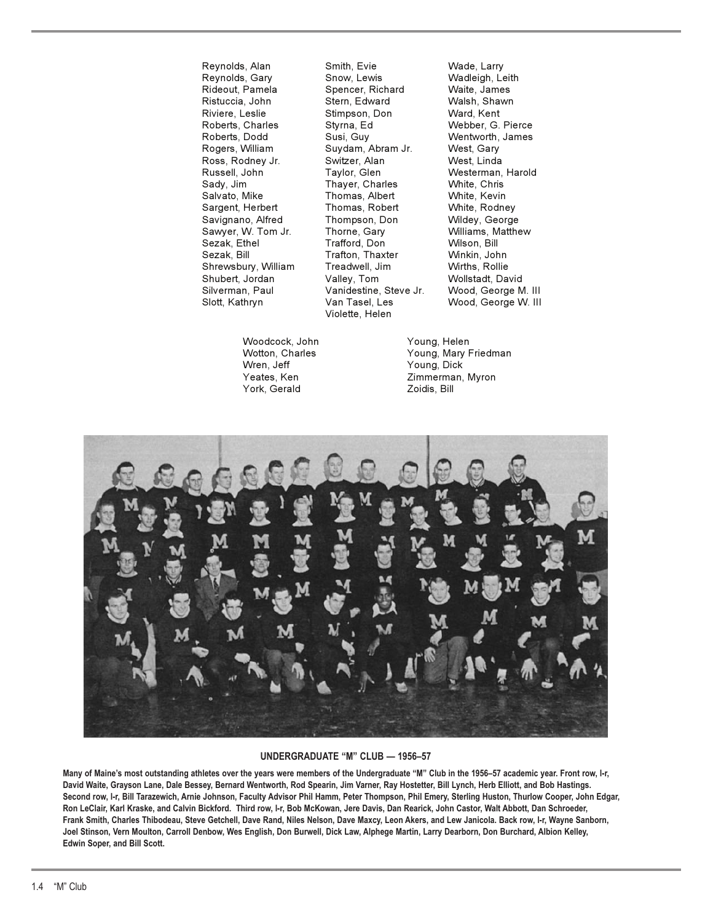Reynolds, Alan
Reynolds, Gary
Rideout, Pamela
Ristuccia, John
Riviere, Leslie
Roberts, Charles
Roberts, Dodd
Rogers, William
Ross, Rodney Jr.
Russell, John
Sady, Jim
Salvato, Mike
Sargent, Herbert
Savignano, Alfred
Sawyer, W. Tom Jr.
Sezak, Ethel
Sezak, Bill
Shrewsbury, William
Shubert, Jordan
Silverman, Paul
Slott, Kathryn
Smith, Evie
Snow, Lewis
Spencer, Richard
Stern, Edward
Stimpson, Don
Styrna, Ed
Susi, Guy
Suydam, Abram Jr.
Switzer, Alan
Taylor, Glen
Thayer, Charles
Thomas, Albert
Thomas, Robert
Thompson, Don
Thorne, Gary
Trafford, Don
Trafton, Thaxter
Treadwell, Jim
Valley, Tom
Vanidestine, Steve Jr.
Van Tasel, Les
Violette, Helen
Wade, Larry
Wadleigh, Leith
Waite, James
Walsh, Shawn
Ward, Kent
Webber, G. Pierce
Wentworth, James
West, Gary
West, Linda
Westerman, Harold
White, Chris
White, Kevin
White, Rodney
Wildey, George
Williams, Matthew
Wilson, Bill
Winkin, John
Wirths, Rollie
Wollstadt, David
Wood, George M. III
Wood, George W. III
Woodcock, John
Wotton, Charles
Wren, Jeff
Yeates, Ken
York, Gerald
Young, Helen
Young, Mary Friedman
Young, Dick
Zimmerman, Myron
Zoidis, Bill

**UNDERGRADUATE "M" CLUB — 1956–57**

**Many of Maine's most outstanding athletes over the years were members of the Undergraduate "M" Club in the 1956–57 academic year. Front row, l-r, David Waite, Grayson Lane, Dale Bessey, Bernard Wentworth, Rod Spearin, Jim Varner, Ray Hostetter, Bill Lynch, Herb Elliott, and Bob Hastings. Second row, l-r, Bill Tarazewich, Arnie Johnson, Faculty Advisor Phil Hamm, Peter Thompson, Phil Emery, Sterling Huston, Thurlow Cooper, John Edgar, Ron LeClair, Karl Kraske, and Calvin Bickford. Third row, l-r, Bob McKowan, Jere Davis, Dan Rearick, John Castor, Walt Abbott, Dan Schroeder, Frank Smith, Charles Thibodeau, Steve Getchell, Dave Rand, Niles Nelson, Dave Maxcy, Leon Akers, and Lew Janicola. Back row, l-r, Wayne Sanborn, Joel Stinson, Vern Moulton, Carroll Denbow, Wes English, Don Burwell, Dick Law, Alphege Martin, Larry Dearborn, Don Burchard, Albion Kelley, Edwin Soper, and Bill Scott.**